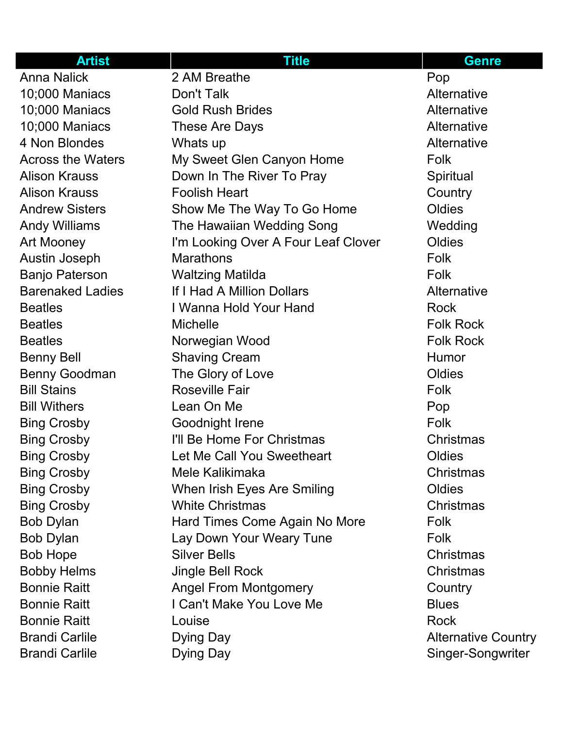| Artist | Title | Genre |
|---|---|---|
| Anna Nalick | 2 AM Breathe | Pop |
| 10;000 Maniacs | Don't Talk | Alternative |
| 10;000 Maniacs | Gold Rush Brides | Alternative |
| 10;000 Maniacs | These Are Days | Alternative |
| 4 Non Blondes | Whats up | Alternative |
| Across the Waters | My Sweet Glen Canyon Home | Folk |
| Alison Krauss | Down In The River To Pray | Spiritual |
| Alison Krauss | Foolish Heart | Country |
| Andrew Sisters | Show Me The Way To Go Home | Oldies |
| Andy Williams | The Hawaiian Wedding Song | Wedding |
| Art Mooney | I'm Looking Over A Four Leaf Clover | Oldies |
| Austin Joseph | Marathons | Folk |
| Banjo Paterson | Waltzing Matilda | Folk |
| Barenaked Ladies | If I Had A Million Dollars | Alternative |
| Beatles | I Wanna Hold Your Hand | Rock |
| Beatles | Michelle | Folk Rock |
| Beatles | Norwegian Wood | Folk Rock |
| Benny Bell | Shaving Cream | Humor |
| Benny Goodman | The Glory of Love | Oldies |
| Bill Stains | Roseville Fair | Folk |
| Bill Withers | Lean On Me | Pop |
| Bing Crosby | Goodnight Irene | Folk |
| Bing Crosby | I'll Be Home For Christmas | Christmas |
| Bing Crosby | Let Me Call You Sweetheart | Oldies |
| Bing Crosby | Mele Kalikimaka | Christmas |
| Bing Crosby | When Irish Eyes Are Smiling | Oldies |
| Bing Crosby | White Christmas | Christmas |
| Bob Dylan | Hard Times Come Again No More | Folk |
| Bob Dylan | Lay Down Your Weary Tune | Folk |
| Bob Hope | Silver Bells | Christmas |
| Bobby Helms | Jingle Bell Rock | Christmas |
| Bonnie Raitt | Angel From Montgomery | Country |
| Bonnie Raitt | I Can't Make You Love Me | Blues |
| Bonnie Raitt | Louise | Rock |
| Brandi Carlile | Dying Day | Alternative Country |
| Brandi Carlile | Dying Day | Singer-Songwriter |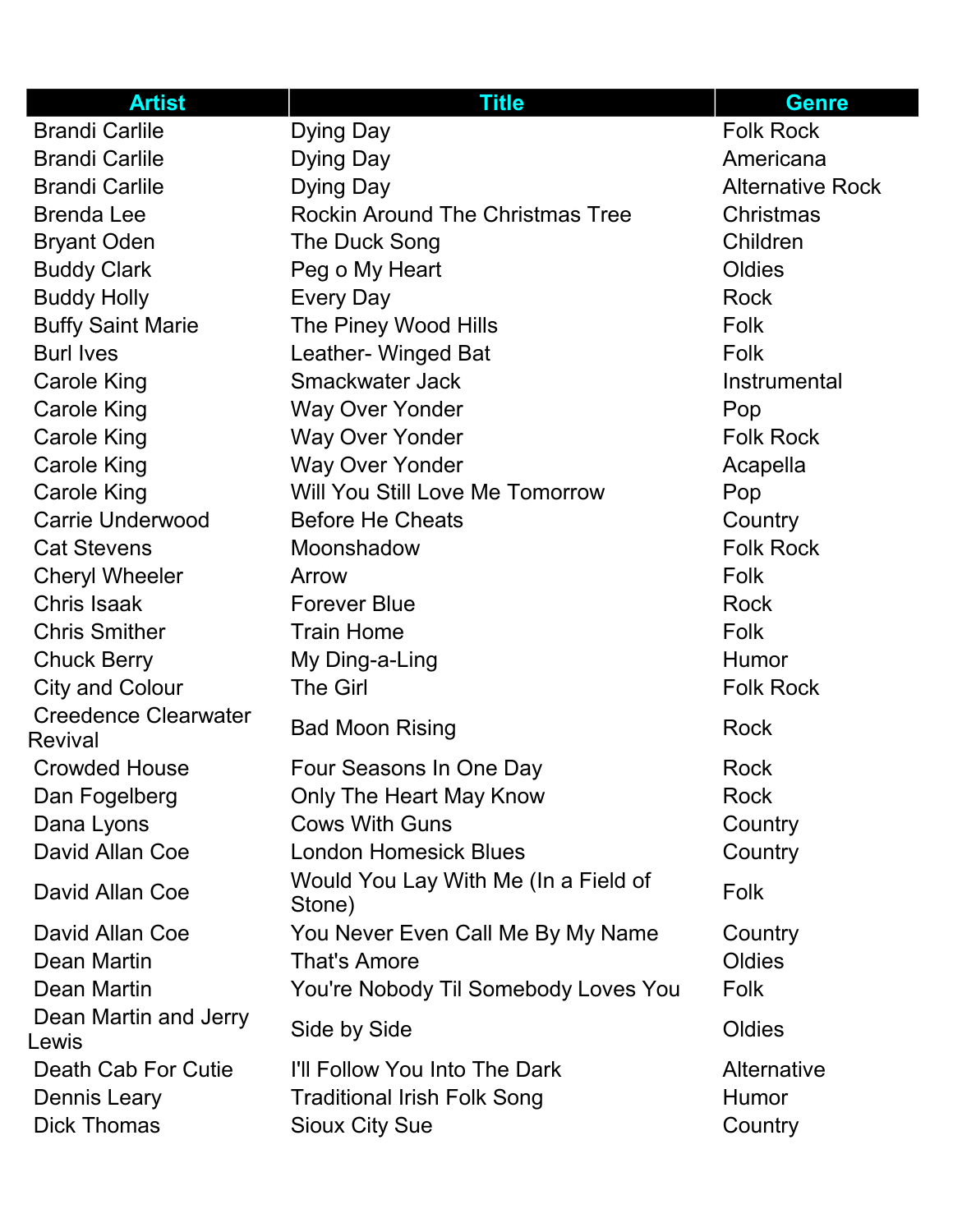| Artist | Title | Genre |
| --- | --- | --- |
| Brandi Carlile | Dying Day | Folk Rock |
| Brandi Carlile | Dying Day | Americana |
| Brandi Carlile | Dying Day | Alternative Rock |
| Brenda Lee | Rockin Around The Christmas Tree | Christmas |
| Bryant Oden | The Duck Song | Children |
| Buddy Clark | Peg o My Heart | Oldies |
| Buddy Holly | Every Day | Rock |
| Buffy Saint Marie | The Piney Wood Hills | Folk |
| Burl Ives | Leather- Winged Bat | Folk |
| Carole King | Smackwater Jack | Instrumental |
| Carole King | Way Over Yonder | Pop |
| Carole King | Way Over Yonder | Folk Rock |
| Carole King | Way Over Yonder | Acapella |
| Carole King | Will You Still Love Me Tomorrow | Pop |
| Carrie Underwood | Before He Cheats | Country |
| Cat Stevens | Moonshadow | Folk Rock |
| Cheryl Wheeler | Arrow | Folk |
| Chris Isaak | Forever Blue | Rock |
| Chris Smither | Train Home | Folk |
| Chuck Berry | My Ding-a-Ling | Humor |
| City and Colour | The Girl | Folk Rock |
| Creedence Clearwater Revival | Bad Moon Rising | Rock |
| Crowded House | Four Seasons In One Day | Rock |
| Dan Fogelberg | Only The Heart May Know | Rock |
| Dana Lyons | Cows With Guns | Country |
| David Allan Coe | London Homesick Blues | Country |
| David Allan Coe | Would You Lay With Me (In a Field of Stone) | Folk |
| David Allan Coe | You Never Even Call Me By My Name | Country |
| Dean Martin | That's Amore | Oldies |
| Dean Martin | You're Nobody Til Somebody Loves You | Folk |
| Dean Martin and Jerry Lewis | Side by Side | Oldies |
| Death Cab For Cutie | I'll Follow You Into The Dark | Alternative |
| Dennis Leary | Traditional Irish Folk Song | Humor |
| Dick Thomas | Sioux City Sue | Country |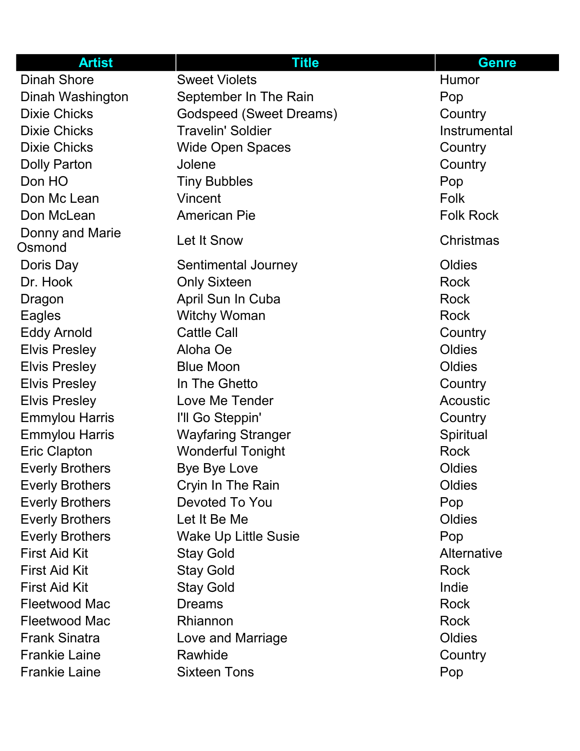| Artist | Title | Genre |
| --- | --- | --- |
| Dinah Shore | Sweet Violets | Humor |
| Dinah Washington | September In The Rain | Pop |
| Dixie Chicks | Godspeed (Sweet Dreams) | Country |
| Dixie Chicks | Travelin' Soldier | Instrumental |
| Dixie Chicks | Wide Open Spaces | Country |
| Dolly Parton | Jolene | Country |
| Don HO | Tiny Bubbles | Pop |
| Don Mc Lean | Vincent | Folk |
| Don McLean | American Pie | Folk Rock |
| Donny and Marie Osmond | Let It Snow | Christmas |
| Doris Day | Sentimental Journey | Oldies |
| Dr. Hook | Only Sixteen | Rock |
| Dragon | April Sun In Cuba | Rock |
| Eagles | Witchy Woman | Rock |
| Eddy Arnold | Cattle Call | Country |
| Elvis Presley | Aloha Oe | Oldies |
| Elvis Presley | Blue Moon | Oldies |
| Elvis Presley | In The Ghetto | Country |
| Elvis Presley | Love Me Tender | Acoustic |
| Emmylou Harris | I'll Go Steppin' | Country |
| Emmylou Harris | Wayfaring Stranger | Spiritual |
| Eric Clapton | Wonderful Tonight | Rock |
| Everly Brothers | Bye Bye Love | Oldies |
| Everly Brothers | Cryin In The Rain | Oldies |
| Everly Brothers | Devoted To You | Pop |
| Everly Brothers | Let It Be Me | Oldies |
| Everly Brothers | Wake Up Little Susie | Pop |
| First Aid Kit | Stay Gold | Alternative |
| First Aid Kit | Stay Gold | Rock |
| First Aid Kit | Stay Gold | Indie |
| Fleetwood Mac | Dreams | Rock |
| Fleetwood Mac | Rhiannon | Rock |
| Frank Sinatra | Love and Marriage | Oldies |
| Frankie Laine | Rawhide | Country |
| Frankie Laine | Sixteen Tons | Pop |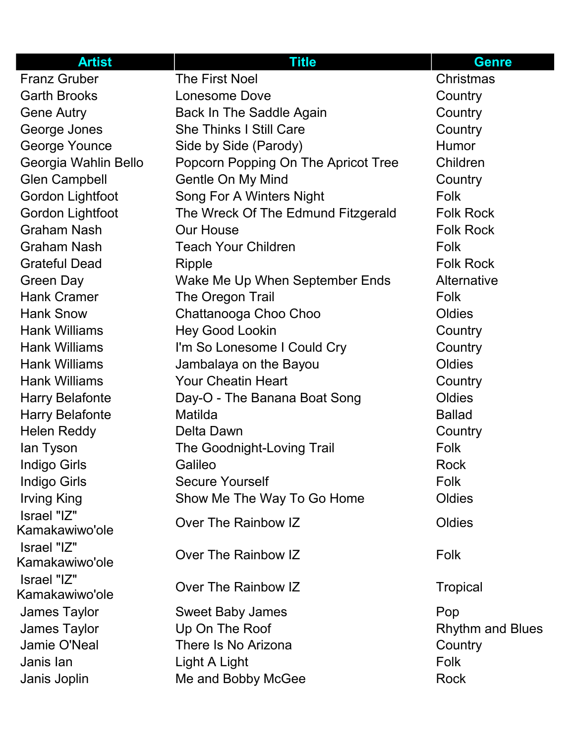| Artist | Title | Genre |
| --- | --- | --- |
| Franz Gruber | The First Noel | Christmas |
| Garth Brooks | Lonesome Dove | Country |
| Gene Autry | Back In The Saddle Again | Country |
| George Jones | She Thinks I Still Care | Country |
| George Younce | Side by Side (Parody) | Humor |
| Georgia Wahlin Bello | Popcorn Popping On The Apricot Tree | Children |
| Glen Campbell | Gentle On My Mind | Country |
| Gordon Lightfoot | Song For A Winters Night | Folk |
| Gordon Lightfoot | The Wreck Of The Edmund Fitzgerald | Folk Rock |
| Graham Nash | Our House | Folk Rock |
| Graham Nash | Teach Your Children | Folk |
| Grateful Dead | Ripple | Folk Rock |
| Green Day | Wake Me Up When September Ends | Alternative |
| Hank Cramer | The Oregon Trail | Folk |
| Hank Snow | Chattanooga Choo Choo | Oldies |
| Hank Williams | Hey Good Lookin | Country |
| Hank Williams | I'm So Lonesome I Could Cry | Country |
| Hank Williams | Jambalaya on the Bayou | Oldies |
| Hank Williams | Your Cheatin Heart | Country |
| Harry Belafonte | Day-O - The Banana Boat Song | Oldies |
| Harry Belafonte | Matilda | Ballad |
| Helen Reddy | Delta Dawn | Country |
| Ian Tyson | The Goodnight-Loving Trail | Folk |
| Indigo Girls | Galileo | Rock |
| Indigo Girls | Secure Yourself | Folk |
| Irving King | Show Me The Way To Go Home | Oldies |
| Israel "IZ" Kamakawiwo'ole | Over The Rainbow IZ | Oldies |
| Israel "IZ" Kamakawiwo'ole | Over The Rainbow IZ | Folk |
| Israel "IZ" Kamakawiwo'ole | Over The Rainbow IZ | Tropical |
| James Taylor | Sweet Baby James | Pop |
| James Taylor | Up On The Roof | Rhythm and Blues |
| Jamie O'Neal | There Is No Arizona | Country |
| Janis Ian | Light A Light | Folk |
| Janis Joplin | Me and Bobby McGee | Rock |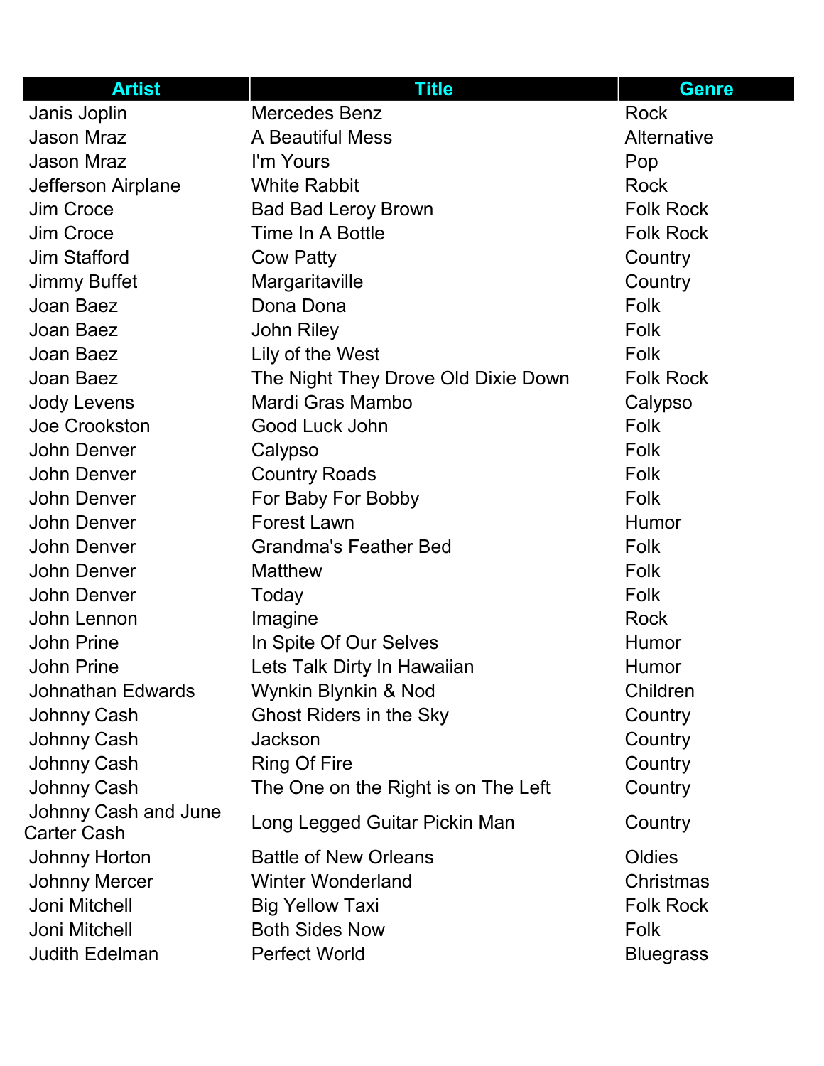| Artist | Title | Genre |
| --- | --- | --- |
| Janis Joplin | Mercedes Benz | Rock |
| Jason Mraz | A Beautiful Mess | Alternative |
| Jason Mraz | I'm Yours | Pop |
| Jefferson Airplane | White Rabbit | Rock |
| Jim Croce | Bad Bad Leroy Brown | Folk Rock |
| Jim Croce | Time In A Bottle | Folk Rock |
| Jim Stafford | Cow Patty | Country |
| Jimmy Buffet | Margaritaville | Country |
| Joan Baez | Dona Dona | Folk |
| Joan Baez | John Riley | Folk |
| Joan Baez | Lily of the West | Folk |
| Joan Baez | The Night They Drove Old Dixie Down | Folk Rock |
| Jody Levens | Mardi Gras Mambo | Calypso |
| Joe Crookston | Good Luck John | Folk |
| John Denver | Calypso | Folk |
| John Denver | Country Roads | Folk |
| John Denver | For Baby For Bobby | Folk |
| John Denver | Forest Lawn | Humor |
| John Denver | Grandma's Feather Bed | Folk |
| John Denver | Matthew | Folk |
| John Denver | Today | Folk |
| John Lennon | Imagine | Rock |
| John Prine | In Spite Of Our Selves | Humor |
| John Prine | Lets Talk Dirty In Hawaiian | Humor |
| Johnathan Edwards | Wynkin Blynkin & Nod | Children |
| Johnny Cash | Ghost Riders in the Sky | Country |
| Johnny Cash | Jackson | Country |
| Johnny Cash | Ring Of Fire | Country |
| Johnny Cash | The One on the Right is on The Left | Country |
| Johnny Cash and June Carter Cash | Long Legged Guitar Pickin Man | Country |
| Johnny Horton | Battle of New Orleans | Oldies |
| Johnny Mercer | Winter Wonderland | Christmas |
| Joni Mitchell | Big Yellow Taxi | Folk Rock |
| Joni Mitchell | Both Sides Now | Folk |
| Judith Edelman | Perfect World | Bluegrass |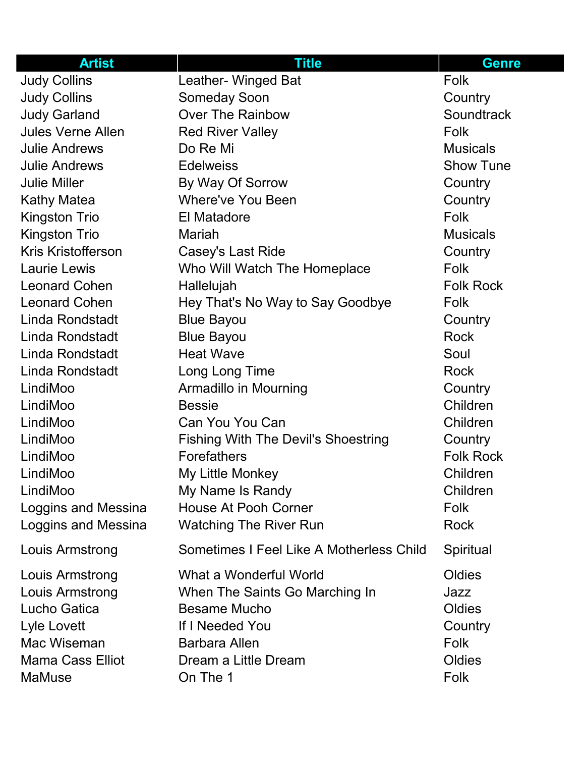| Artist | Title | Genre |
|---|---|---|
| Judy Collins | Leather- Winged Bat | Folk |
| Judy Collins | Someday Soon | Country |
| Judy Garland | Over The Rainbow | Soundtrack |
| Jules Verne Allen | Red River Valley | Folk |
| Julie Andrews | Do Re Mi | Musicals |
| Julie Andrews | Edelweiss | Show Tune |
| Julie Miller | By Way Of Sorrow | Country |
| Kathy Matea | Where've You Been | Country |
| Kingston Trio | El Matadore | Folk |
| Kingston Trio | Mariah | Musicals |
| Kris Kristofferson | Casey's Last Ride | Country |
| Laurie Lewis | Who Will Watch The Homeplace | Folk |
| Leonard Cohen | Hallelujah | Folk Rock |
| Leonard Cohen | Hey That's No Way to Say Goodbye | Folk |
| Linda Rondstadt | Blue Bayou | Country |
| Linda Rondstadt | Blue Bayou | Rock |
| Linda Rondstadt | Heat Wave | Soul |
| Linda Rondstadt | Long Long Time | Rock |
| LindiMoo | Armadillo in Mourning | Country |
| LindiMoo | Bessie | Children |
| LindiMoo | Can You You Can | Children |
| LindiMoo | Fishing With The Devil's Shoestring | Country |
| LindiMoo | Forefathers | Folk Rock |
| LindiMoo | My Little Monkey | Children |
| LindiMoo | My Name Is Randy | Children |
| Loggins and Messina | House At Pooh Corner | Folk |
| Loggins and Messina | Watching The River Run | Rock |
| Louis Armstrong | Sometimes I Feel Like A Motherless Child | Spiritual |
| Louis Armstrong | What a Wonderful World | Oldies |
| Louis Armstrong | When The Saints Go Marching In | Jazz |
| Lucho Gatica | Besame Mucho | Oldies |
| Lyle Lovett | If I Needed You | Country |
| Mac Wiseman | Barbara Allen | Folk |
| Mama Cass Elliot | Dream a Little Dream | Oldies |
| MaMuse | On The 1 | Folk |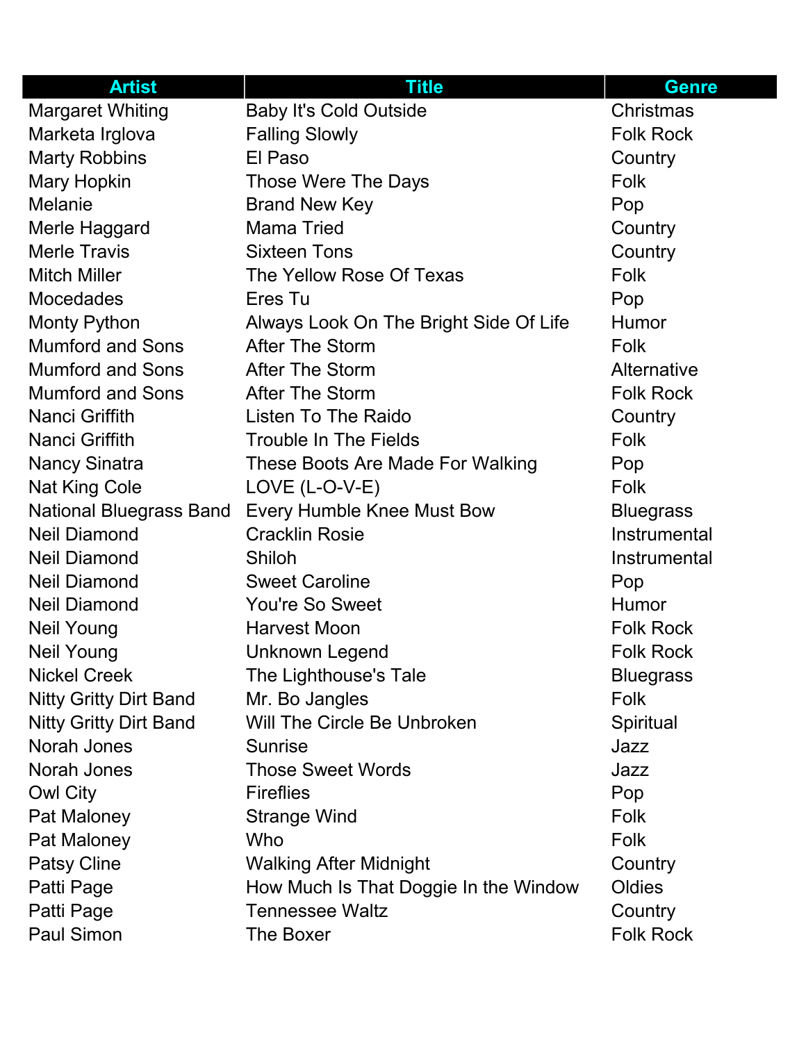| Artist | Title | Genre |
| --- | --- | --- |
| Margaret Whiting | Baby It's Cold Outside | Christmas |
| Marketa Irglova | Falling Slowly | Folk Rock |
| Marty Robbins | El Paso | Country |
| Mary Hopkin | Those Were The Days | Folk |
| Melanie | Brand New Key | Pop |
| Merle Haggard | Mama Tried | Country |
| Merle Travis | Sixteen Tons | Country |
| Mitch Miller | The Yellow Rose Of Texas | Folk |
| Mocedades | Eres Tu | Pop |
| Monty Python | Always Look On The Bright Side Of Life | Humor |
| Mumford and Sons | After The Storm | Folk |
| Mumford and Sons | After The Storm | Alternative |
| Mumford and Sons | After The Storm | Folk Rock |
| Nanci Griffith | Listen To The Raido | Country |
| Nanci Griffith | Trouble In The Fields | Folk |
| Nancy Sinatra | These Boots Are Made For Walking | Pop |
| Nat King Cole | LOVE (L-O-V-E) | Folk |
| National Bluegrass Band | Every Humble Knee Must Bow | Bluegrass |
| Neil Diamond | Cracklin Rosie | Instrumental |
| Neil Diamond | Shiloh | Instrumental |
| Neil Diamond | Sweet Caroline | Pop |
| Neil Diamond | You're So Sweet | Humor |
| Neil Young | Harvest Moon | Folk Rock |
| Neil Young | Unknown Legend | Folk Rock |
| Nickel Creek | The Lighthouse's Tale | Bluegrass |
| Nitty Gritty Dirt Band | Mr. Bo Jangles | Folk |
| Nitty Gritty Dirt Band | Will The Circle Be Unbroken | Spiritual |
| Norah Jones | Sunrise | Jazz |
| Norah Jones | Those Sweet Words | Jazz |
| Owl City | Fireflies | Pop |
| Pat Maloney | Strange Wind | Folk |
| Pat Maloney | Who | Folk |
| Patsy Cline | Walking After Midnight | Country |
| Patti Page | How Much Is That Doggie In the Window | Oldies |
| Patti Page | Tennessee Waltz | Country |
| Paul Simon | The Boxer | Folk Rock |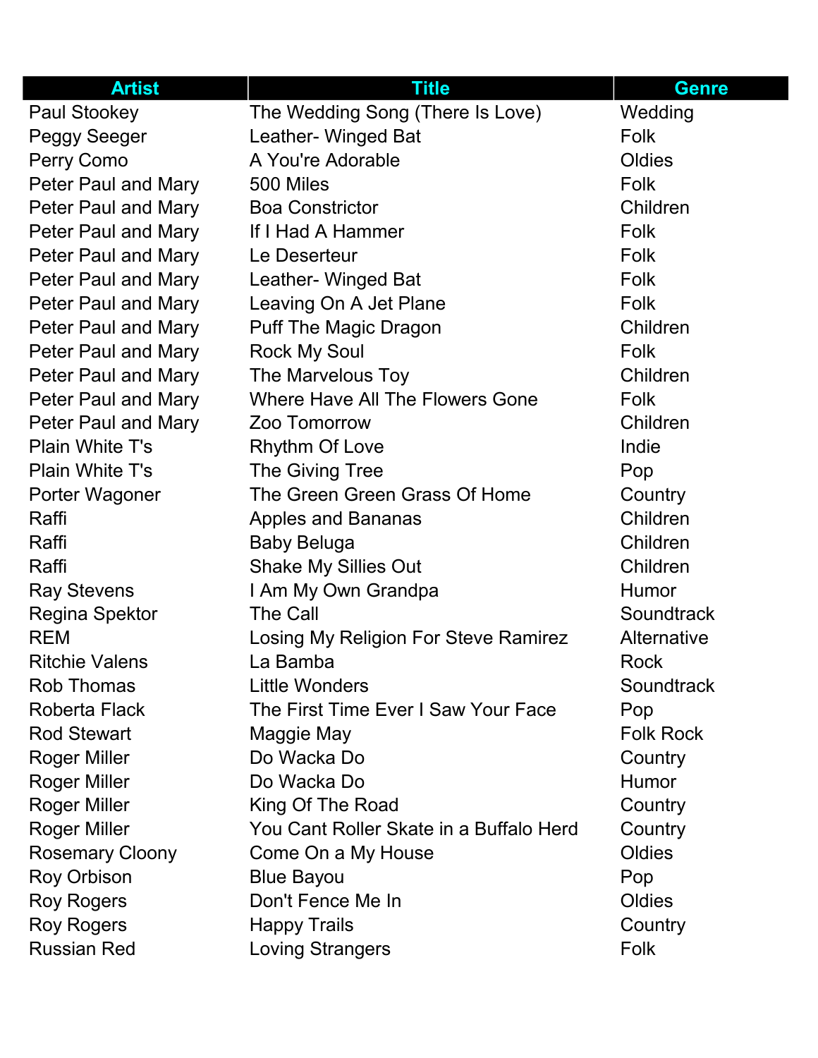| Artist | Title | Genre |
|---|---|---|
| Paul Stookey | The Wedding Song (There Is Love) | Wedding |
| Peggy Seeger | Leather- Winged Bat | Folk |
| Perry Como | A You're Adorable | Oldies |
| Peter Paul and Mary | 500 Miles | Folk |
| Peter Paul and Mary | Boa Constrictor | Children |
| Peter Paul and Mary | If I Had A Hammer | Folk |
| Peter Paul and Mary | Le Deserteur | Folk |
| Peter Paul and Mary | Leather- Winged Bat | Folk |
| Peter Paul and Mary | Leaving On A Jet Plane | Folk |
| Peter Paul and Mary | Puff The Magic Dragon | Children |
| Peter Paul and Mary | Rock My Soul | Folk |
| Peter Paul and Mary | The Marvelous Toy | Children |
| Peter Paul and Mary | Where Have All The Flowers Gone | Folk |
| Peter Paul and Mary | Zoo Tomorrow | Children |
| Plain White T's | Rhythm Of Love | Indie |
| Plain White T's | The Giving Tree | Pop |
| Porter Wagoner | The Green Green Grass Of Home | Country |
| Raffi | Apples and Bananas | Children |
| Raffi | Baby Beluga | Children |
| Raffi | Shake My Sillies Out | Children |
| Ray Stevens | I Am My Own Grandpa | Humor |
| Regina Spektor | The Call | Soundtrack |
| REM | Losing My Religion For Steve Ramirez | Alternative |
| Ritchie Valens | La Bamba | Rock |
| Rob Thomas | Little Wonders | Soundtrack |
| Roberta Flack | The First Time Ever I Saw Your Face | Pop |
| Rod Stewart | Maggie May | Folk Rock |
| Roger Miller | Do Wacka Do | Country |
| Roger Miller | Do Wacka Do | Humor |
| Roger Miller | King Of The Road | Country |
| Roger Miller | You Cant Roller Skate in a Buffalo Herd | Country |
| Rosemary Cloony | Come On a My House | Oldies |
| Roy Orbison | Blue Bayou | Pop |
| Roy Rogers | Don't Fence Me In | Oldies |
| Roy Rogers | Happy Trails | Country |
| Russian Red | Loving Strangers | Folk |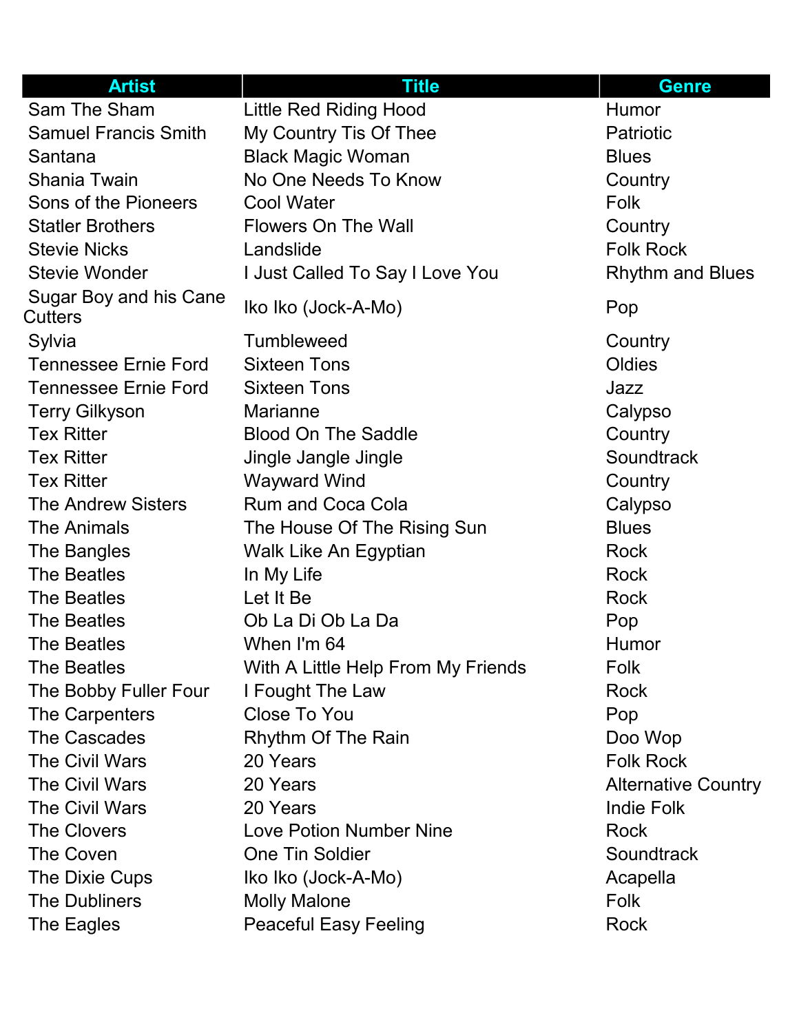| Artist | Title | Genre |
|---|---|---|
| Sam The Sham | Little Red Riding Hood | Humor |
| Samuel Francis Smith | My Country Tis Of Thee | Patriotic |
| Santana | Black Magic Woman | Blues |
| Shania Twain | No One Needs To Know | Country |
| Sons of the Pioneers | Cool Water | Folk |
| Statler Brothers | Flowers On The Wall | Country |
| Stevie Nicks | Landslide | Folk Rock |
| Stevie Wonder | I Just Called To Say I Love You | Rhythm and Blues |
| Sugar Boy and his Cane Cutters | Iko Iko (Jock-A-Mo) | Pop |
| Sylvia | Tumbleweed | Country |
| Tennessee Ernie Ford | Sixteen Tons | Oldies |
| Tennessee Ernie Ford | Sixteen Tons | Jazz |
| Terry Gilkyson | Marianne | Calypso |
| Tex Ritter | Blood On The Saddle | Country |
| Tex Ritter | Jingle Jangle Jingle | Soundtrack |
| Tex Ritter | Wayward Wind | Country |
| The Andrew Sisters | Rum and Coca Cola | Calypso |
| The Animals | The House Of The Rising Sun | Blues |
| The Bangles | Walk Like An Egyptian | Rock |
| The Beatles | In My Life | Rock |
| The Beatles | Let It Be | Rock |
| The Beatles | Ob La Di Ob La Da | Pop |
| The Beatles | When I'm 64 | Humor |
| The Beatles | With A Little Help From My Friends | Folk |
| The Bobby Fuller Four | I Fought The Law | Rock |
| The Carpenters | Close To You | Pop |
| The Cascades | Rhythm Of The Rain | Doo Wop |
| The Civil Wars | 20 Years | Folk Rock |
| The Civil Wars | 20 Years | Alternative Country |
| The Civil Wars | 20 Years | Indie Folk |
| The Clovers | Love Potion Number Nine | Rock |
| The Coven | One Tin Soldier | Soundtrack |
| The Dixie Cups | Iko Iko (Jock-A-Mo) | Acapella |
| The Dubliners | Molly Malone | Folk |
| The Eagles | Peaceful Easy Feeling | Rock |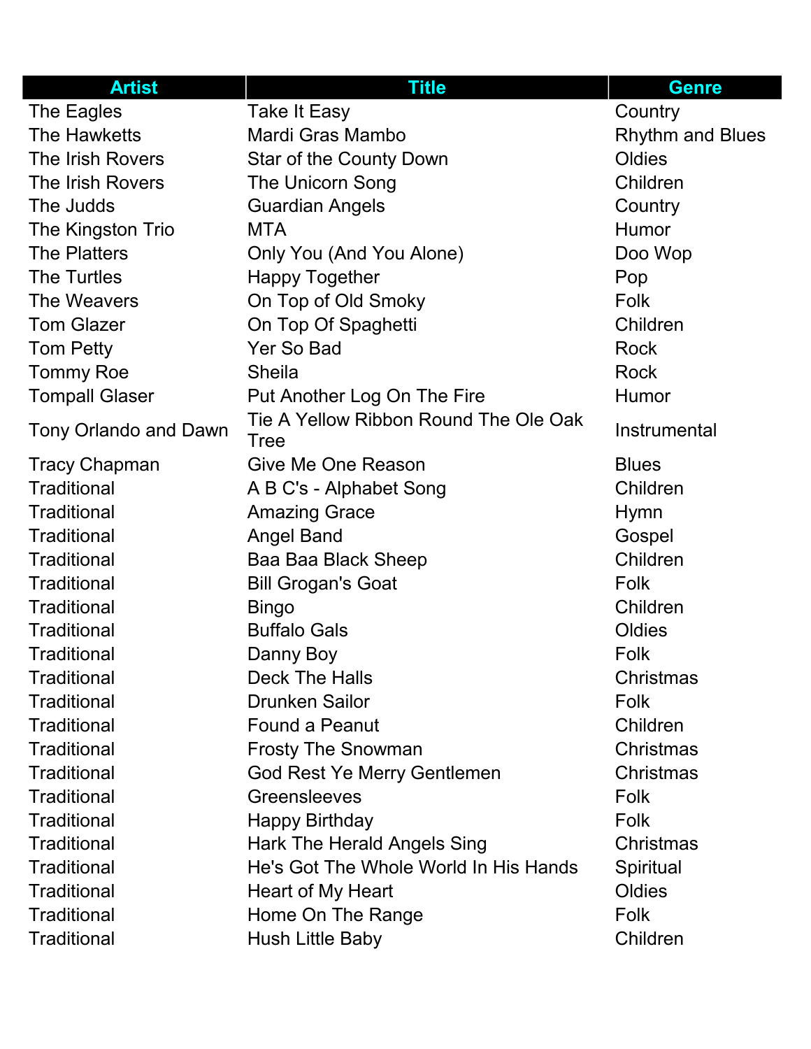| Artist | Title | Genre |
| --- | --- | --- |
| The Eagles | Take It Easy | Country |
| The Hawketts | Mardi Gras Mambo | Rhythm and Blues |
| The Irish Rovers | Star of the County Down | Oldies |
| The Irish Rovers | The Unicorn Song | Children |
| The Judds | Guardian Angels | Country |
| The Kingston Trio | MTA | Humor |
| The Platters | Only You (And You Alone) | Doo Wop |
| The Turtles | Happy Together | Pop |
| The Weavers | On Top of Old Smoky | Folk |
| Tom Glazer | On Top Of Spaghetti | Children |
| Tom Petty | Yer So Bad | Rock |
| Tommy Roe | Sheila | Rock |
| Tompall Glaser | Put Another Log On The Fire | Humor |
| Tony Orlando and Dawn | Tie A Yellow Ribbon Round The Ole Oak Tree | Instrumental |
| Tracy Chapman | Give Me One Reason | Blues |
| Traditional | A B C's - Alphabet Song | Children |
| Traditional | Amazing Grace | Hymn |
| Traditional | Angel Band | Gospel |
| Traditional | Baa Baa Black Sheep | Children |
| Traditional | Bill Grogan's Goat | Folk |
| Traditional | Bingo | Children |
| Traditional | Buffalo Gals | Oldies |
| Traditional | Danny Boy | Folk |
| Traditional | Deck The Halls | Christmas |
| Traditional | Drunken Sailor | Folk |
| Traditional | Found a Peanut | Children |
| Traditional | Frosty The Snowman | Christmas |
| Traditional | God Rest Ye Merry Gentlemen | Christmas |
| Traditional | Greensleeves | Folk |
| Traditional | Happy Birthday | Folk |
| Traditional | Hark The Herald Angels Sing | Christmas |
| Traditional | He's Got The Whole World In His Hands | Spiritual |
| Traditional | Heart of My Heart | Oldies |
| Traditional | Home On The Range | Folk |
| Traditional | Hush Little Baby | Children |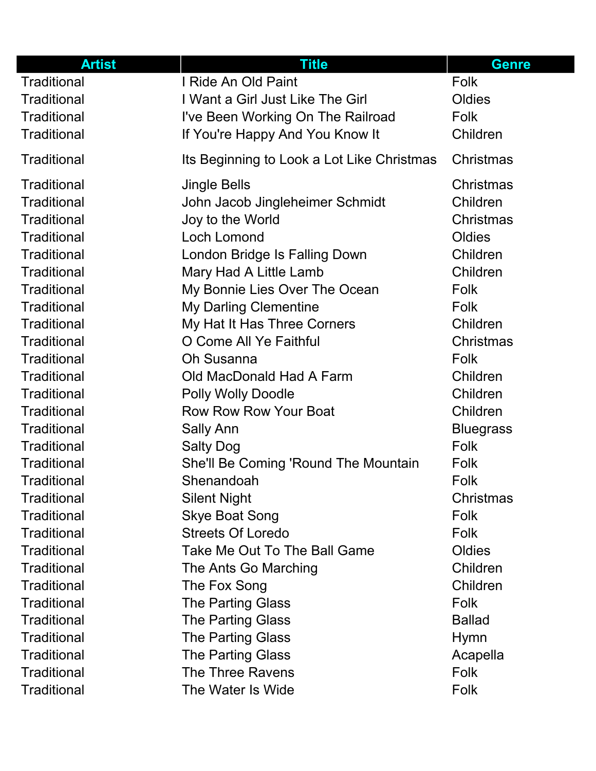| Artist | Title | Genre |
| --- | --- | --- |
| Traditional | I Ride An Old Paint | Folk |
| Traditional | I Want a Girl Just Like The Girl | Oldies |
| Traditional | I've Been Working On The Railroad | Folk |
| Traditional | If You're Happy And You Know It | Children |
| Traditional | Its Beginning to Look a Lot Like Christmas | Christmas |
| Traditional | Jingle Bells | Christmas |
| Traditional | John Jacob Jingleheimer Schmidt | Children |
| Traditional | Joy to the World | Christmas |
| Traditional | Loch Lomond | Oldies |
| Traditional | London Bridge Is Falling Down | Children |
| Traditional | Mary Had A Little Lamb | Children |
| Traditional | My Bonnie Lies Over The Ocean | Folk |
| Traditional | My Darling Clementine | Folk |
| Traditional | My Hat It Has Three Corners | Children |
| Traditional | O Come All Ye Faithful | Christmas |
| Traditional | Oh Susanna | Folk |
| Traditional | Old MacDonald Had A Farm | Children |
| Traditional | Polly Wolly Doodle | Children |
| Traditional | Row Row Row Your Boat | Children |
| Traditional | Sally Ann | Bluegrass |
| Traditional | Salty Dog | Folk |
| Traditional | She'll Be Coming 'Round The Mountain | Folk |
| Traditional | Shenandoah | Folk |
| Traditional | Silent Night | Christmas |
| Traditional | Skye Boat Song | Folk |
| Traditional | Streets Of Loredo | Folk |
| Traditional | Take Me Out To The Ball Game | Oldies |
| Traditional | The Ants Go Marching | Children |
| Traditional | The Fox Song | Children |
| Traditional | The Parting Glass | Folk |
| Traditional | The Parting Glass | Ballad |
| Traditional | The Parting Glass | Hymn |
| Traditional | The Parting Glass | Acapella |
| Traditional | The Three Ravens | Folk |
| Traditional | The Water Is Wide | Folk |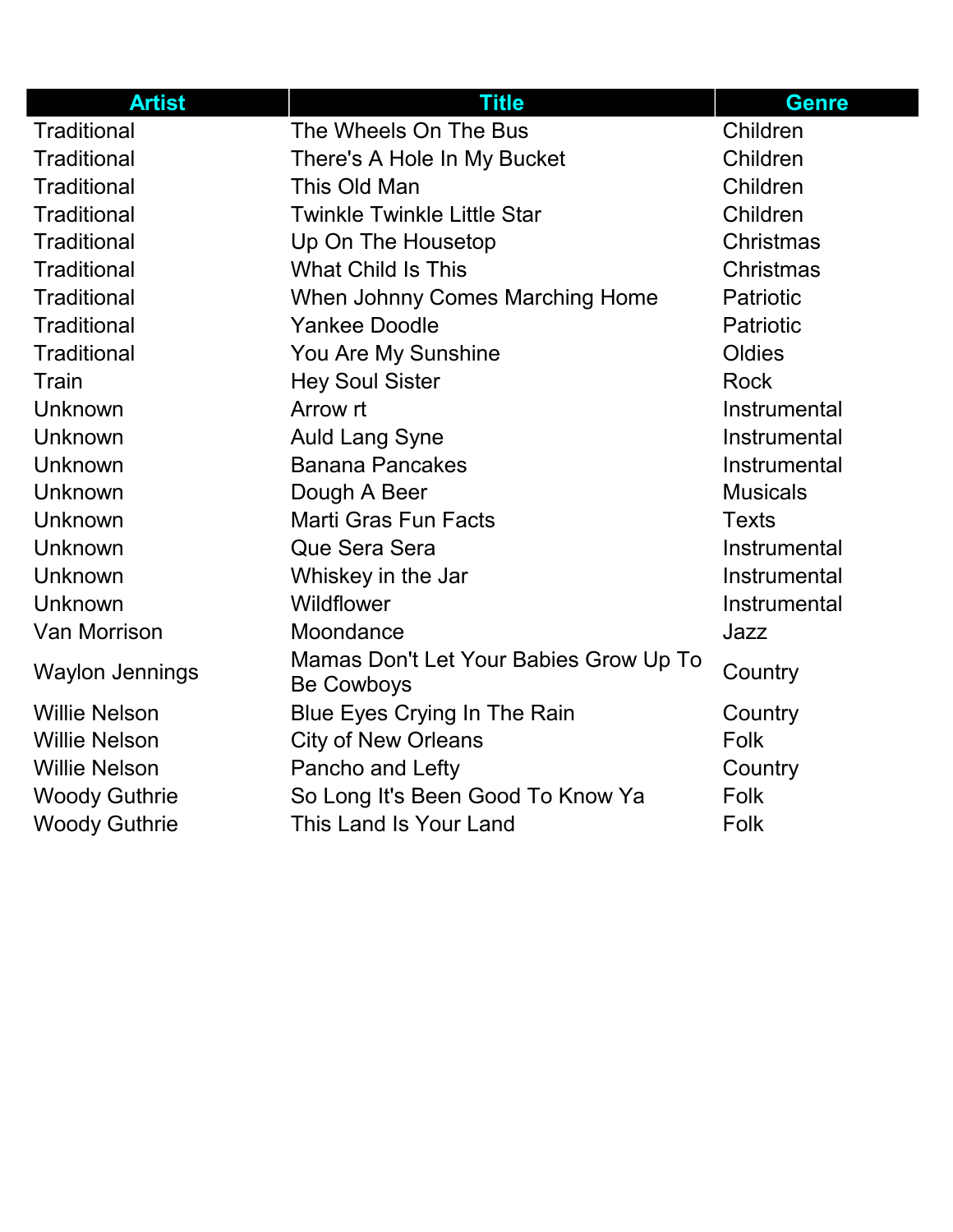| Artist | Title | Genre |
|---|---|---|
| Traditional | The Wheels On The Bus | Children |
| Traditional | There's A Hole In My Bucket | Children |
| Traditional | This Old Man | Children |
| Traditional | Twinkle Twinkle Little Star | Children |
| Traditional | Up On The Housetop | Christmas |
| Traditional | What Child Is This | Christmas |
| Traditional | When Johnny Comes Marching Home | Patriotic |
| Traditional | Yankee Doodle | Patriotic |
| Traditional | You Are My Sunshine | Oldies |
| Train | Hey Soul Sister | Rock |
| Unknown | Arrow rt | Instrumental |
| Unknown | Auld Lang Syne | Instrumental |
| Unknown | Banana Pancakes | Instrumental |
| Unknown | Dough A Beer | Musicals |
| Unknown | Marti Gras Fun Facts | Texts |
| Unknown | Que Sera Sera | Instrumental |
| Unknown | Whiskey in the Jar | Instrumental |
| Unknown | Wildflower | Instrumental |
| Van Morrison | Moondance | Jazz |
| Waylon Jennings | Mamas Don't Let Your Babies Grow Up To Be Cowboys | Country |
| Willie Nelson | Blue Eyes Crying In The Rain | Country |
| Willie Nelson | City of New Orleans | Folk |
| Willie Nelson | Pancho and Lefty | Country |
| Woody Guthrie | So Long It's Been Good To Know Ya | Folk |
| Woody Guthrie | This Land Is Your Land | Folk |